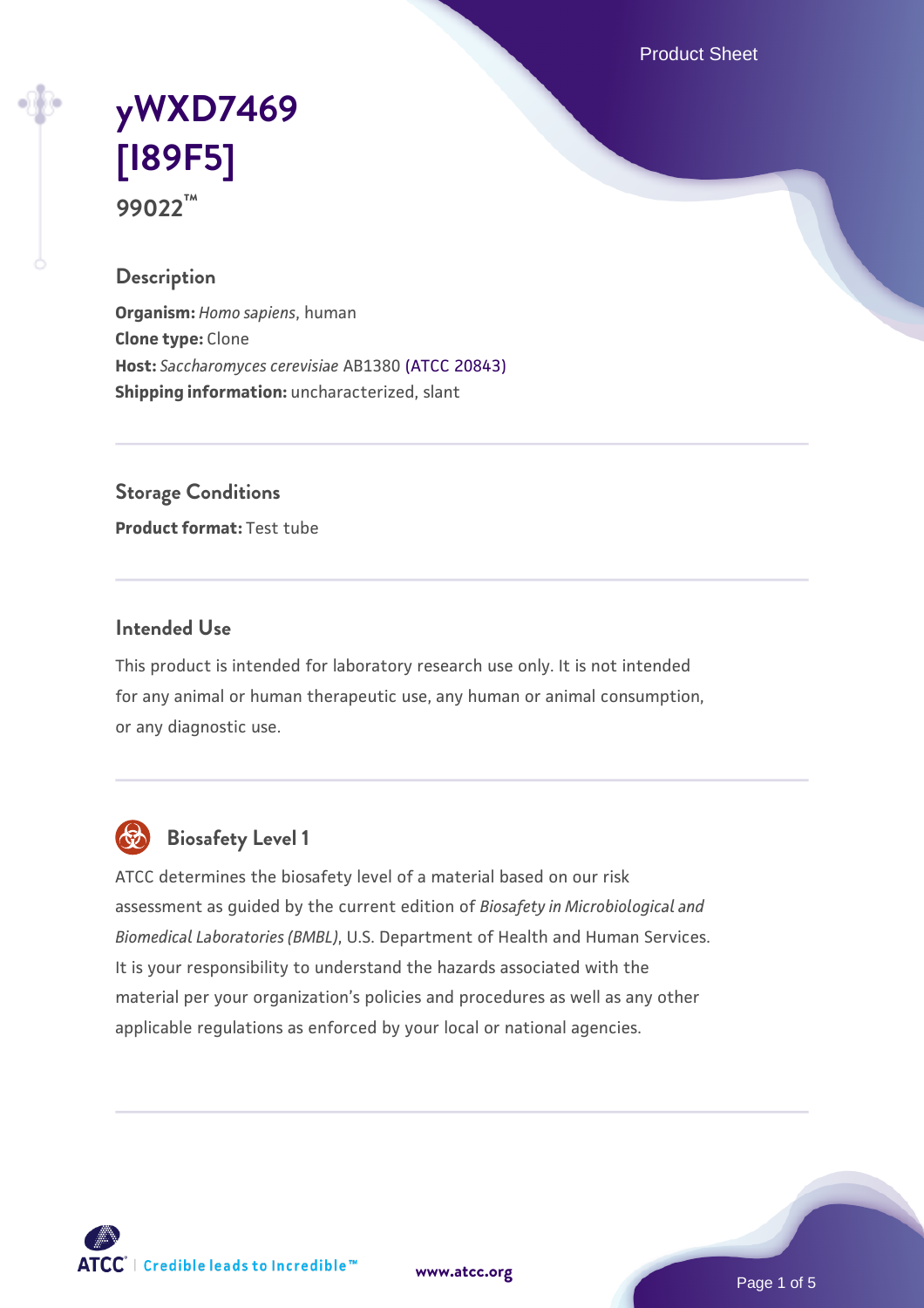# yWXD7469 [I89F5]

**99022™**

## Description

**Organism:** *Homo sapiens*, human
**Clone type:** Clone
**Host:** *Saccharomyces cerevisiae* AB1380 (ATCC 20843)
**Shipping information:** uncharacterized, slant

## Storage Conditions

**Product format:** Test tube

## Intended Use

This product is intended for laboratory research use only. It is not intended for any animal or human therapeutic use, any human or animal consumption, or any diagnostic use.

## Biosafety Level 1

ATCC determines the biosafety level of a material based on our risk assessment as guided by the current edition of *Biosafety in Microbiological and Biomedical Laboratories (BMBL)*, U.S. Department of Health and Human Services. It is your responsibility to understand the hazards associated with the material per your organization's policies and procedures as well as any other applicable regulations as enforced by your local or national agencies.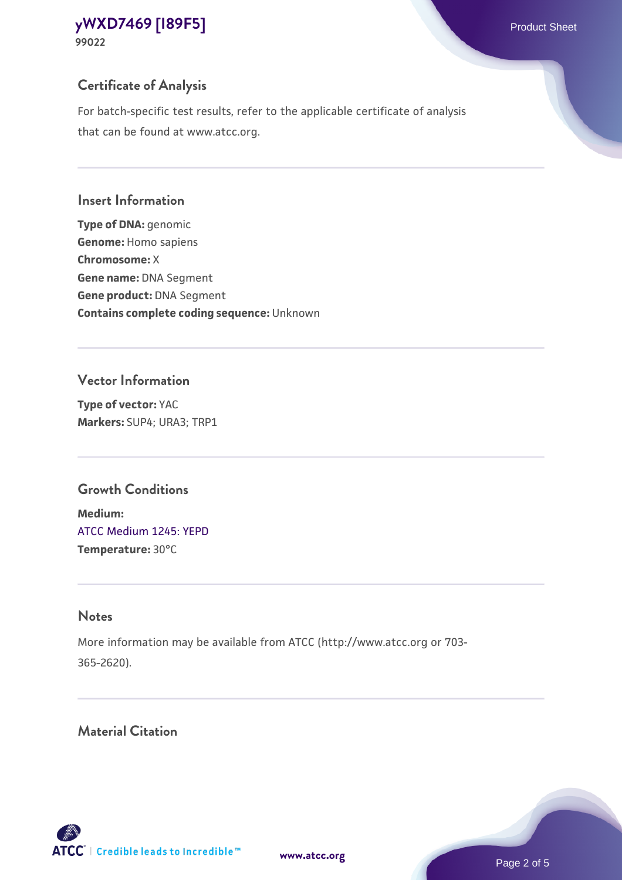## Certificate of Analysis

For batch-specific test results, refer to the applicable certificate of analysis that can be found at www.atcc.org.

## Insert Information

**Type of DNA:** genomic
**Genome:** Homo sapiens
**Chromosome:** X
**Gene name:** DNA Segment
**Gene product:** DNA Segment
**Contains complete coding sequence:** Unknown

## Vector Information

**Type of vector:** YAC
**Markers:** SUP4; URA3; TRP1

## Growth Conditions

**Medium:**
ATCC Medium 1245: YEPD
**Temperature:** 30°C

## Notes

More information may be available from ATCC (http://www.atcc.org or 703-365-2620).

## Material Citation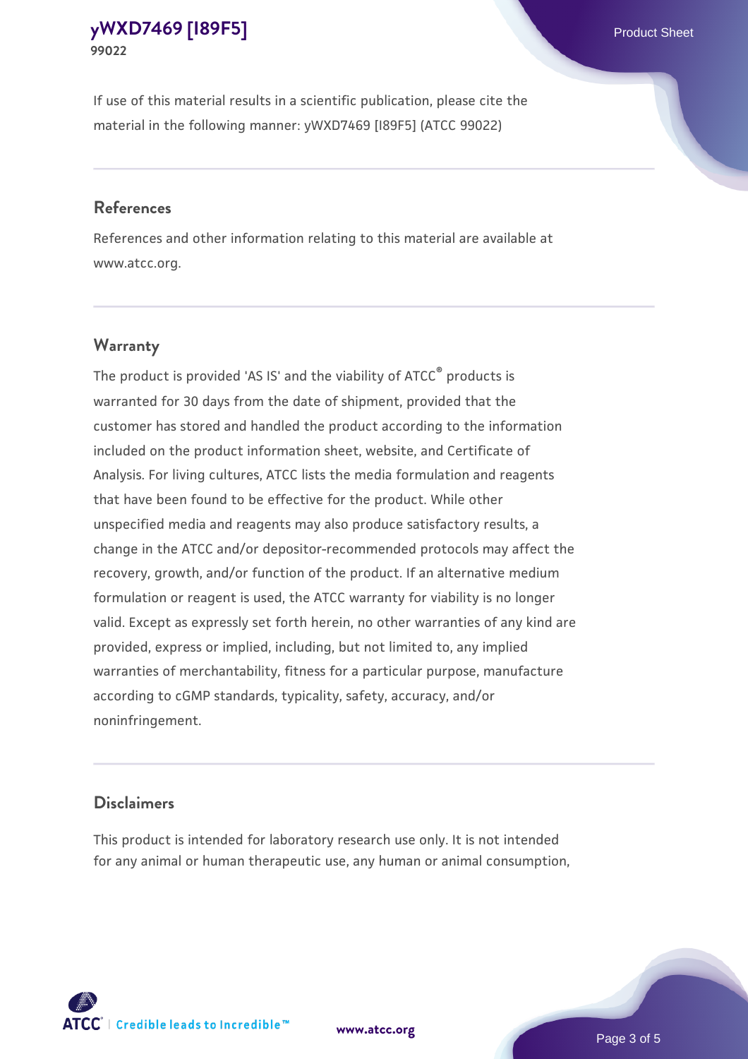If use of this material results in a scientific publication, please cite the material in the following manner: yWXD7469 [I89F5] (ATCC 99022)

## References

References and other information relating to this material are available at www.atcc.org.

## Warranty

The product is provided 'AS IS' and the viability of ATCC® products is warranted for 30 days from the date of shipment, provided that the customer has stored and handled the product according to the information included on the product information sheet, website, and Certificate of Analysis. For living cultures, ATCC lists the media formulation and reagents that have been found to be effective for the product. While other unspecified media and reagents may also produce satisfactory results, a change in the ATCC and/or depositor-recommended protocols may affect the recovery, growth, and/or function of the product. If an alternative medium formulation or reagent is used, the ATCC warranty for viability is no longer valid. Except as expressly set forth herein, no other warranties of any kind are provided, express or implied, including, but not limited to, any implied warranties of merchantability, fitness for a particular purpose, manufacture according to cGMP standards, typicality, safety, accuracy, and/or noninfringement.

## Disclaimers

This product is intended for laboratory research use only. It is not intended for any animal or human therapeutic use, any human or animal consumption,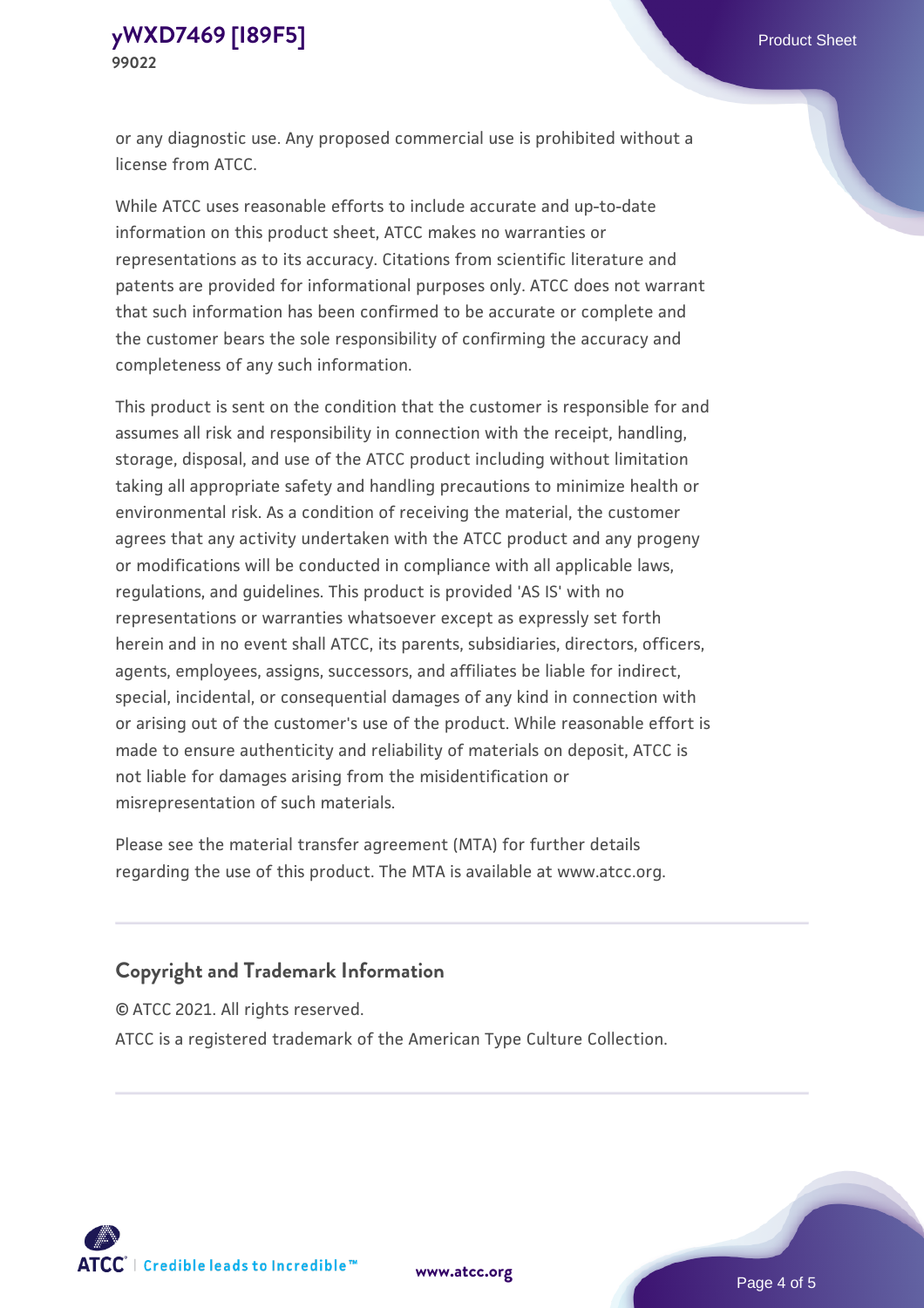or any diagnostic use. Any proposed commercial use is prohibited without a license from ATCC.

While ATCC uses reasonable efforts to include accurate and up-to-date information on this product sheet, ATCC makes no warranties or representations as to its accuracy. Citations from scientific literature and patents are provided for informational purposes only. ATCC does not warrant that such information has been confirmed to be accurate or complete and the customer bears the sole responsibility of confirming the accuracy and completeness of any such information.

This product is sent on the condition that the customer is responsible for and assumes all risk and responsibility in connection with the receipt, handling, storage, disposal, and use of the ATCC product including without limitation taking all appropriate safety and handling precautions to minimize health or environmental risk. As a condition of receiving the material, the customer agrees that any activity undertaken with the ATCC product and any progeny or modifications will be conducted in compliance with all applicable laws, regulations, and guidelines. This product is provided 'AS IS' with no representations or warranties whatsoever except as expressly set forth herein and in no event shall ATCC, its parents, subsidiaries, directors, officers, agents, employees, assigns, successors, and affiliates be liable for indirect, special, incidental, or consequential damages of any kind in connection with or arising out of the customer's use of the product. While reasonable effort is made to ensure authenticity and reliability of materials on deposit, ATCC is not liable for damages arising from the misidentification or misrepresentation of such materials.

Please see the material transfer agreement (MTA) for further details regarding the use of this product. The MTA is available at www.atcc.org.

## Copyright and Trademark Information

© ATCC 2021. All rights reserved.

ATCC is a registered trademark of the American Type Culture Collection.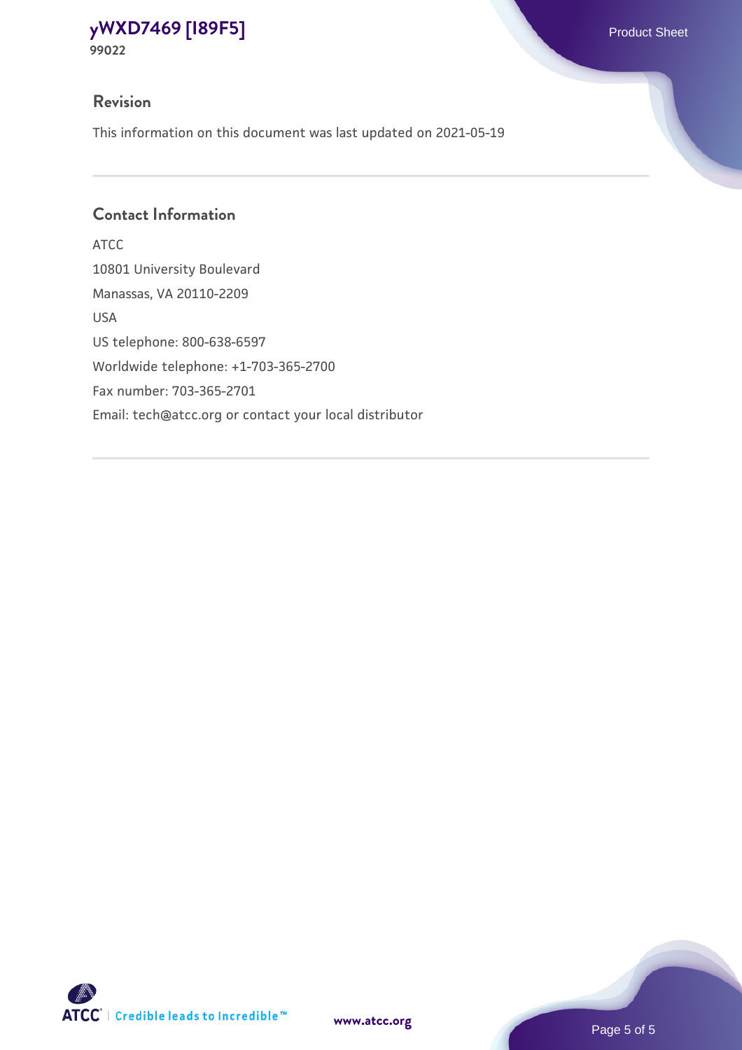## Revision

This information on this document was last updated on 2021-05-19

## Contact Information

ATCC
10801 University Boulevard
Manassas, VA 20110-2209
USA
US telephone: 800-638-6597
Worldwide telephone: +1-703-365-2700
Fax number: 703-365-2701
Email: tech@atcc.org or contact your local distributor